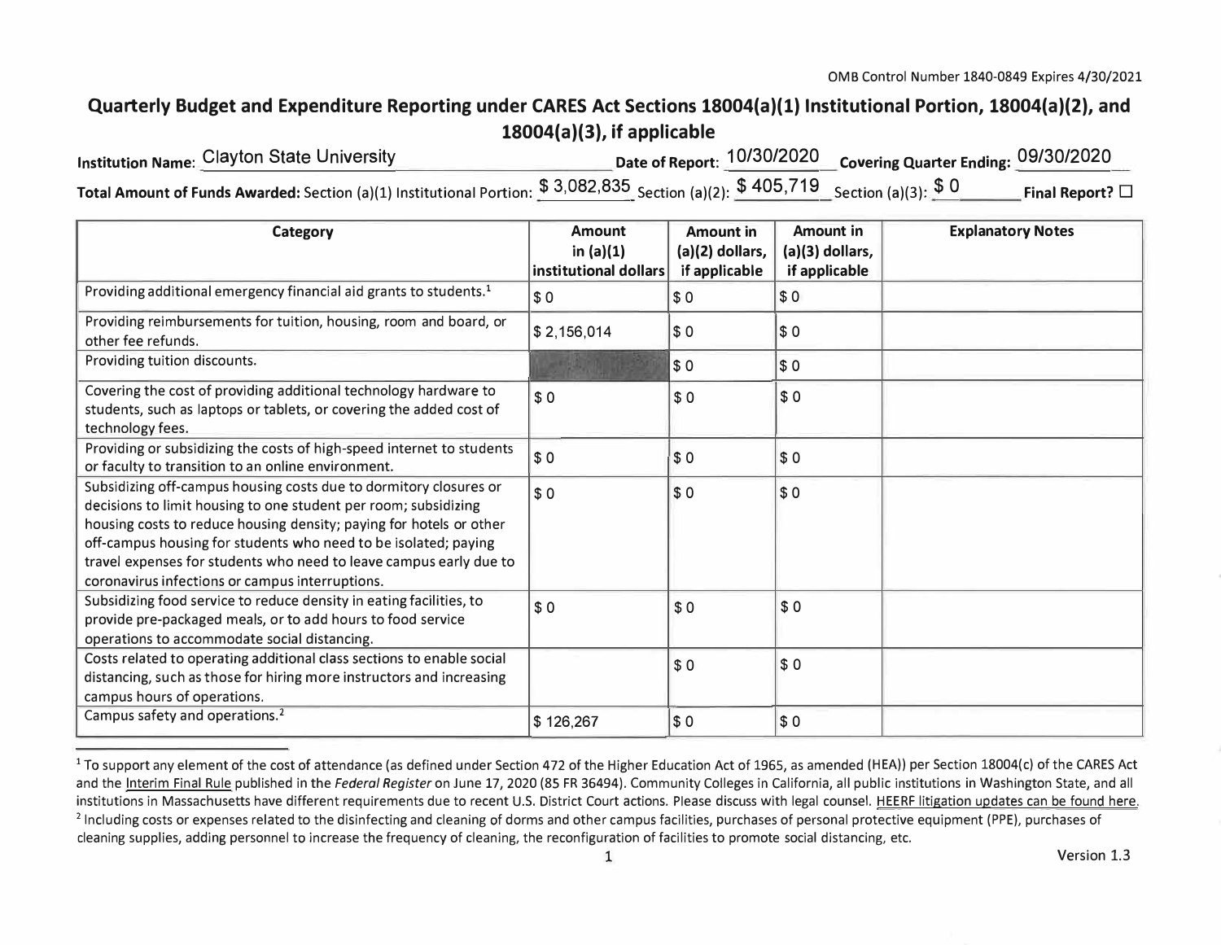OMB Control Number 1840-0849 Expires 4/30/2021

# Quarterly Budget and Expenditure Reporting under CARES Act Sections 18004(a)(1) Institutional Portion, 18004(a)(2), and 18004(a)(3), if applicable

**Institution Name:** Clayton State University **Date of Report:** 10/30/2020 **Covering Quarter Ending:** 09/30/2020

**Total Amount of Funds Awarded:** Section (a)(1) Institutional Portion: $ 3,082,835 Section (a)(2): $ 405,719 Section (a)(3): $ 0 **Final Report?** ☐

| Category | Amount in (a)(1) institutional dollars | Amount in (a)(2) dollars, if applicable | Amount in (a)(3) dollars, if applicable | Explanatory Notes |
|---|---|---|---|---|
| Providing additional emergency financial aid grants to students.[1] | $ 0 | $ 0 | $ 0 | |
| Providing reimbursements for tuition, housing, room and board, or other fee refunds. | $ 2,156,014 | $ 0 | $ 0 | |
| Providing tuition discounts. | | $ 0 | $ 0 | |
| Covering the cost of providing additional technology hardware to students, such as laptops or tablets, or covering the added cost of technology fees. | $ 0 | $ 0 | $ 0 | |
| Providing or subsidizing the costs of high-speed internet to students or faculty to transition to an online environment. | $ 0 | $ 0 | $ 0 | |
| Subsidizing off-campus housing costs due to dormitory closures or decisions to limit housing to one student per room; subsidizing housing costs to reduce housing density; paying for hotels or other off-campus housing for students who need to be isolated; paying travel expenses for students who need to leave campus early due to coronavirus infections or campus interruptions. | $ 0 | $ 0 | $ 0 | |
| Subsidizing food service to reduce density in eating facilities, to provide pre-packaged meals, or to add hours to food service operations to accommodate social distancing. | $ 0 | $ 0 | $ 0 | |
| Costs related to operating additional class sections to enable social distancing, such as those for hiring more instructors and increasing campus hours of operations. | | $ 0 | $ 0 | |
| Campus safety and operations.[2] | $ 126,267 | $ 0 | $ 0 | |

[1] To support any element of the cost of attendance (as defined under Section 472 of the Higher Education Act of 1965, as amended (HEA)) per Section 18004(c) of the CARES Act and the Interim Final Rule published in the *Federal Register* on June 17, 2020 (85 FR 36494). Community Colleges in California, all public institutions in Washington State, and all institutions in Massachusetts have different requirements due to recent U.S. District Court actions. Please discuss with legal counsel. HEERF litigation updates can be found here.

[2] Including costs or expenses related to the disinfecting and cleaning of dorms and other campus facilities, purchases of personal protective equipment (PPE), purchases of cleaning supplies, adding personnel to increase the frequency of cleaning, the reconfiguration of facilities to promote social distancing, etc.

Version 1.3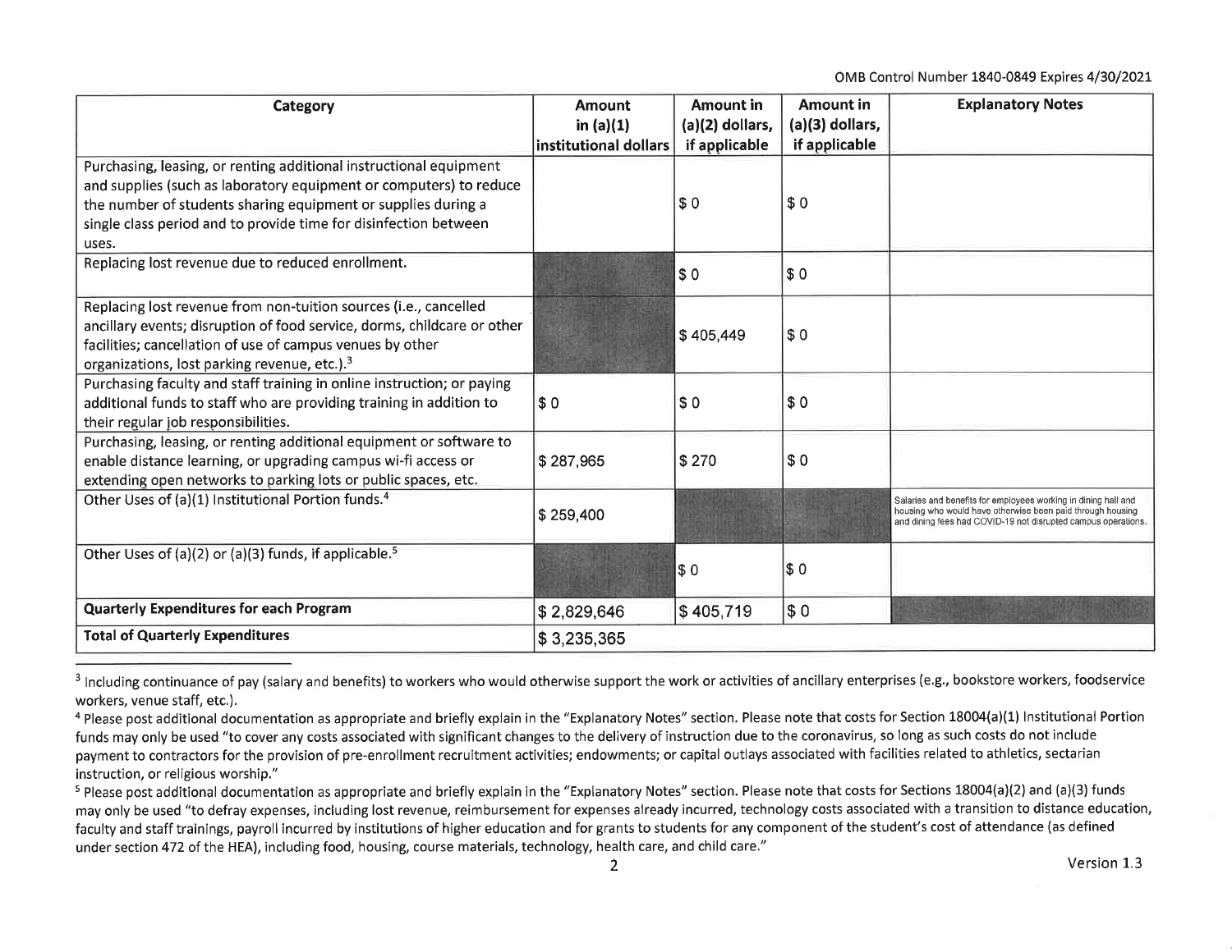OMB Control Number 1840-0849 Expires 4/30/2021

| Category | Amount in (a)(1) institutional dollars | Amount in (a)(2) dollars, if applicable | Amount in (a)(3) dollars, if applicable | Explanatory Notes |
|---|---|---|---|---|
| Purchasing, leasing, or renting additional instructional equipment and supplies (such as laboratory equipment or computers) to reduce the number of students sharing equipment or supplies during a single class period and to provide time for disinfection between uses. | | $ 0 | $ 0 | |
| Replacing lost revenue due to reduced enrollment. | | $ 0 | $ 0 | |
| Replacing lost revenue from non-tuition sources (i.e., cancelled ancillary events; disruption of food service, dorms, childcare or other facilities; cancellation of use of campus venues by other organizations, lost parking revenue, etc.).[3] | | $ 405,449 | $ 0 | |
| Purchasing faculty and staff training in online instruction; or paying additional funds to staff who are providing training in addition to their regular job responsibilities. | $ 0 | $ 0 | $ 0 | |
| Purchasing, leasing, or renting additional equipment or software to enable distance learning, or upgrading campus wi-fi access or extending open networks to parking lots or public spaces, etc. | $ 287,965 | $ 270 | $ 0 | |
| Other Uses of (a)(1) Institutional Portion funds.[4] | $ 259,400 | | | Salaries and benefits for employees working in dining hall and housing who would have otherwise been paid through housing and dining fees had COVID-19 not disrupted campus operations. |
| Other Uses of (a)(2) or (a)(3) funds, if applicable.[5] | | $ 0 | $ 0 | |
| **Quarterly Expenditures for each Program** | $ 2,829,646 | $ 405,719 | $ 0 | |
| **Total of Quarterly Expenditures** | $ 3,235,365 | | | |

[3] Including continuance of pay (salary and benefits) to workers who would otherwise support the work or activities of ancillary enterprises (e.g., bookstore workers, foodservice workers, venue staff, etc.).

[4] Please post additional documentation as appropriate and briefly explain in the "Explanatory Notes" section. Please note that costs for Section 18004(a)(1) Institutional Portion funds may only be used "to cover any costs associated with significant changes to the delivery of instruction due to the coronavirus, so long as such costs do not include payment to contractors for the provision of pre-enrollment recruitment activities; endowments; or capital outlays associated with facilities related to athletics, sectarian instruction, or religious worship."

[5] Please post additional documentation as appropriate and briefly explain in the "Explanatory Notes" section. Please note that costs for Sections 18004(a)(2) and (a)(3) funds may only be used "to defray expenses, including lost revenue, reimbursement for expenses already incurred, technology costs associated with a transition to distance education, faculty and staff trainings, payroll incurred by institutions of higher education and for grants to students for any component of the student's cost of attendance (as defined under section 472 of the HEA), including food, housing, course materials, technology, health care, and child care."

Version 1.3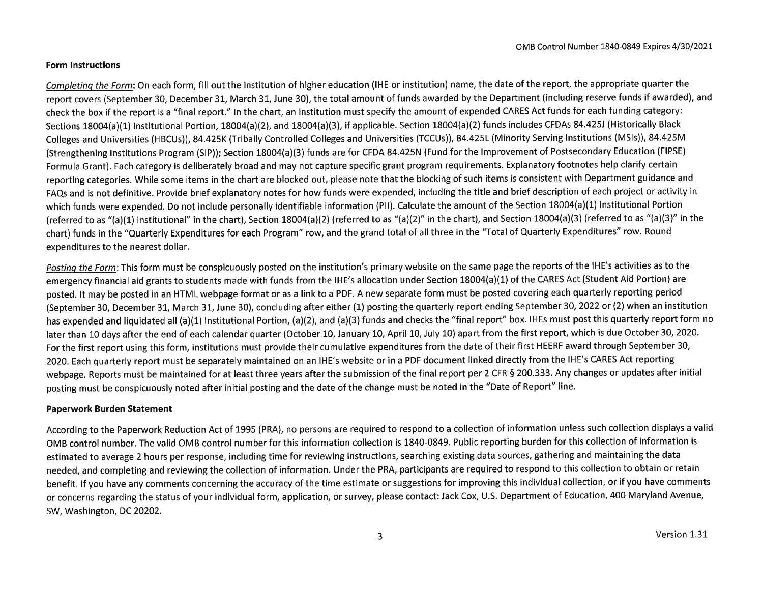## Form Instructions

*Completing the Form*: On each form, fill out the institution of higher education (IHE or institution) name, the date of the report, the appropriate quarter the report covers (September 30, December 31, March 31, June 30), the total amount of funds awarded by the Department (including reserve funds if awarded), and check the box if the report is a "final report." In the chart, an institution must specify the amount of expended CARES Act funds for each funding category: Sections 18004(a)(1) Institutional Portion, 18004(a)(2), and 18004(a)(3), if applicable. Section 18004(a)(2) funds includes CFDAs 84.425J (Historically Black Colleges and Universities (HBCUs)), 84.425K (Tribally Controlled Colleges and Universities (TCCUs)), 84.425L (Minority Serving Institutions (MSIs)), 84.425M (Strengthening Institutions Program (SIP)); Section 18004(a)(3) funds are for CFDA 84.425N (Fund for the Improvement of Postsecondary Education (FIPSE) Formula Grant). Each category is deliberately broad and may not capture specific grant program requirements. Explanatory footnotes help clarify certain reporting categories. While some items in the chart are blocked out, please note that the blocking of such items is consistent with Department guidance and FAQs and is not definitive. Provide brief explanatory notes for how funds were expended, including the title and brief description of each project or activity in which funds were expended. Do not include personally identifiable information (PII). Calculate the amount of the Section 18004(a)(1) Institutional Portion (referred to as "(a)(1) institutional" in the chart), Section 18004(a)(2) (referred to as "(a)(2)" in the chart), and Section 18004(a)(3) (referred to as "(a)(3)" in the chart) funds in the "Quarterly Expenditures for each Program" row, and the grand total of all three in the "Total of Quarterly Expenditures" row. Round expenditures to the nearest dollar.

*Posting the Form*: This form must be conspicuously posted on the institution's primary website on the same page the reports of the IHE's activities as to the emergency financial aid grants to students made with funds from the IHE's allocation under Section 18004(a)(1) of the CARES Act (Student Aid Portion) are posted. It may be posted in an HTML webpage format or as a link to a PDF. A new separate form must be posted covering each quarterly reporting period (September 30, December 31, March 31, June 30), concluding after either (1) posting the quarterly report ending September 30, 2022 or (2) when an institution has expended and liquidated all (a)(1) Institutional Portion, (a)(2), and (a)(3) funds and checks the "final report" box. IHEs must post this quarterly report form no later than 10 days after the end of each calendar quarter (October 10, January 10, April 10, July 10) apart from the first report, which is due October 30, 2020. For the first report using this form, institutions must provide their cumulative expenditures from the date of their first HEERF award through September 30, 2020. Each quarterly report must be separately maintained on an IHE's website or in a PDF document linked directly from the IHE's CARES Act reporting webpage. Reports must be maintained for at least three years after the submission of the final report per 2 CFR § 200.333. Any changes or updates after initial posting must be conspicuously noted after initial posting and the date of the change must be noted in the "Date of Report" line.

## Paperwork Burden Statement

According to the Paperwork Reduction Act of 1995 (PRA), no persons are required to respond to a collection of information unless such collection displays a valid OMB control number. The valid OMB control number for this information collection is 1840-0849. Public reporting burden for this collection of information is estimated to average 2 hours per response, including time for reviewing instructions, searching existing data sources, gathering and maintaining the data needed, and completing and reviewing the collection of information. Under the PRA, participants are required to respond to this collection to obtain or retain benefit. If you have any comments concerning the accuracy of the time estimate or suggestions for improving this individual collection, or if you have comments or concerns regarding the status of your individual form, application, or survey, please contact: Jack Cox, U.S. Department of Education, 400 Maryland Avenue, SW, Washington, DC 20202.